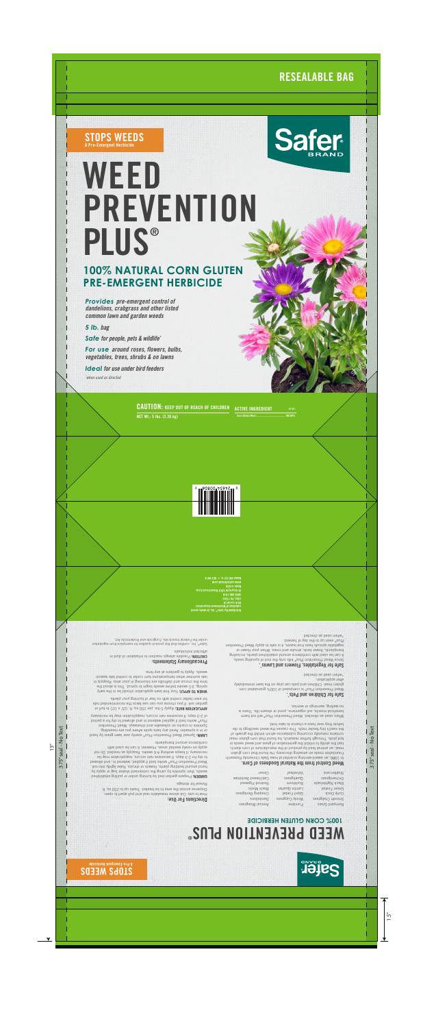# RESEALABLE BAG

**STOPS WEEDS**
A Pre-Emergent Herbicide

**Safer® BRAND**

# WEED PREVENTION PLUS®

## 100% NATURAL CORN GLUTEN PRE-EMERGENT HERBICIDE

***Provides** pre-emergent control of dandelions, crabgrass and other listed common lawn and garden weeds*

***5 lb.** bag*

***Safe** for people, pets & wildlife\**

***For use** around roses, flowers, bulbs, vegetables, trees, shrubs & on lawns*

***Ideal** for use under bird feeders*

*\*when used as directed*

**CAUTION: KEEP OUT OF REACH OF CHILDREN**

**NET Wt.: 5 lbs. (2.26 kg)**

| ACTIVE INGREDIENT | BY WT. |
| --- | --- |
| Corn Gluten Meal | 100.00% |

---

**Safer® BRAND**

# WEED PREVENTION PLUS®

## 100% CORN GLUTEN HERBICIDE

**STOPS WEEDS**
A Pre-Emergent Herbicide

| | | |
| --- | --- | --- |
| Barnyard Grass | Purslane | Annual Bluegrass |
| Smooth Crabgrass | Wooly Cupgrass | Dandelions |
| Curly Dock | Giant Foxtail | Black Medic |
| Green Foxtail | Buckhorn | Lambs Quarter |
| Black Nightshade | Redroot Pigweed | Creeping Bentgrass |
| Orchardgrass | Quackgrass | Catchweed Bedstraw |
| Shattercane | Velvetleaf | Clover |

### Weed Control from the Natural Goodness of Corn.

In 1985, an award-winning scientist at Iowa State University Research Foundation made an amazing discovery. He found that corn gluten meal, an animal feed by-product of the manufacture of corn starch, had the ability to inhibit the germination of grass and weed seeds in test plots. Through further research, he found that corn gluten meal contains naturally occurring substances which inhibit the growth of the weeds tiny feeder roots. This causes the weed seedlings to die before they ever have a chance to take hold.

When used as directed, Weed Prevention Plus® will not harm beneficial insects, soil organisms, pond or stream life. There is no waiting, warnings or worries.

### Safer for Children and Pets*.

Weed Prevention Plus® is composed of 100% granulated corn gluten meal. Children and pets can play on the lawn immediately after application.

*when used as directed

### Safe for Vegetables, Flowers and Lawns*.

Since Weed Prevention Plus® kills only the root of sprouting weeds, it can be used with confidence around established plants, including transplants, flower beds, shrubs and trees. When your flower or vegetable sprouts have five leaves, it is safe to apply Weed Prevention Plus® even up to the day of harvest.

*when used as directed

### Directions For Use:

How to use: Cut above resealable seal and pull apart to open. Dispense across the area to be treated. Treats up to 250 sq. ft. Reseal for storage.

**GARDENS:** Prepare garden bed by turning under or pulling established weeds, then sprinkle by using the convenient shaker top or apply by hand around bedding plants, flowers or shrubs. Rake lightly into soil. Weed Prevention Plus® works best if applied, watered in, and allowed to dry for 2-3 days. If excessive rain occurs, reapplication may be necessary. It keeps working 4-6 weeks. Reapply as needed. Do not apply on newly seeded areas. However, it can be used with confidence around transplants.

**LAWNS:** Spread Weed Prevention Plus® evenly over lawn grass by hand or in a spreader. Avoid any bare spots where you are treating. Sprinkle on cracks on sidewalks and driveways. Weed Prevention Plus® works best if applied, watered in and allowed to dry for a period of 2-3 days. If excessive rain occurs, reapplication may be necessary.

**APPLICATION RATE:** Apply 5-lbs. per 250 sq. ft. (20 lb. per 1000 sq. ft.) to turf or garden soil. If you choose you can use less than the recommended rate for even better control with no fear of burning your plants.

**WHEN TO APPLY:** Your first lawn application should be in the early spring, 2-6 weeks before weeds begin to sprout. This is about the time the crocus and daffodils are blooming in your area. Reapply in late summer when temperatures turn cooler to control late season weeds. Apply to gardens at any time.

### Precautionary Statements:

**CAUTION:** Possible allergic reaction to inhalation of dust in affected individuals.

Safer®, Inc. certifies that this product qualifies for exemption from registration under the Federal Insecticide, Fungicide and Rodenticide Act.

Distributed by Safer®, Inc. (a wholly owned subsidiary of Woodstream Corporation)
69 N. Locust St.
Lititz, PA 17543
© Copyright Woodstream Corp.
Made in USA
www.saferbrand.com

---

13"

15"

.375" seal - No Text

.375" seal - No Text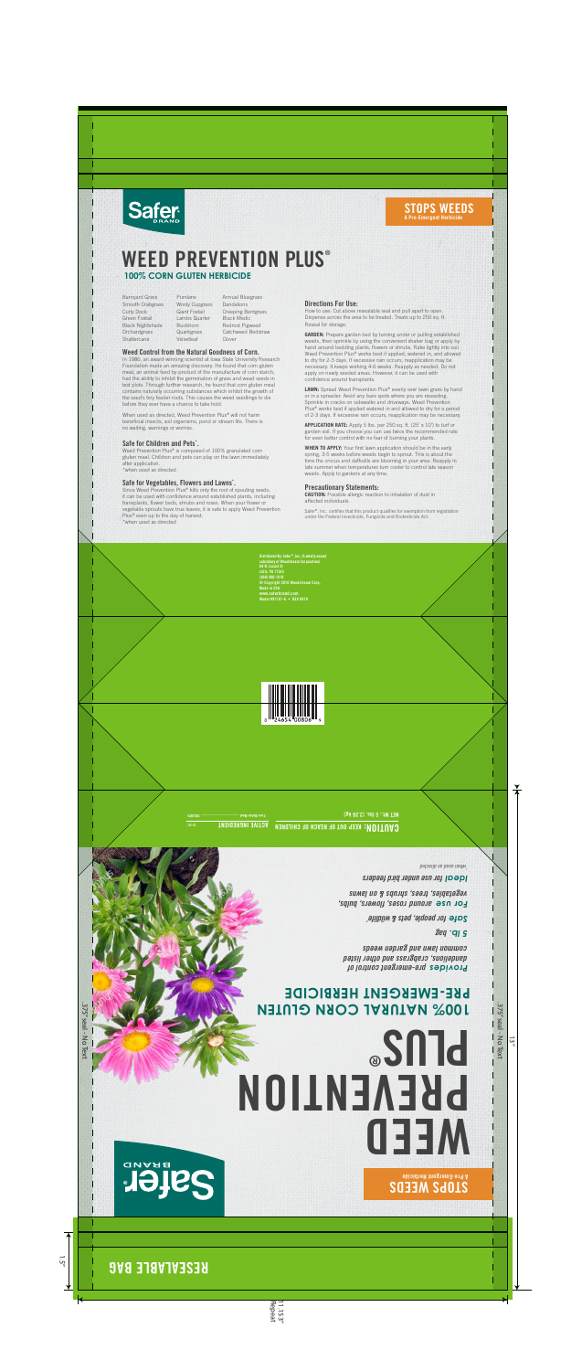Safer® BRAND

**STOPS WEEDS**
A Pre-Emergent Herbicide

# WEED PREVENTION PLUS®

## 100% CORN GLUTEN HERBICIDE

| | | |
|---|---|---|
| Barnyard Grass | Purslane | Annual Bluegrass |
| Smooth Crabgrass | Wooly Cupgrass | Dandelions |
| Curly Dock | Giant Foxtail | Creeping Bentgrass |
| Green Foxtail | Lambs Quarter | Black Medic |
| Black Nightshade | Buckhorn | Redroot Pigweed |
| Orchardgrass | Quackgrass | Catchweed Bedstraw |
| Shattercane | Velvetleaf | Clover |

### Weed Control from the Natural Goodness of Corn.

In 1986, an award-winning scientist at Iowa State University Research Foundation made an amazing discovery. He found that corn gluten meal, an animal feed by-product of the manufacture of corn starch, had the ability to inhibit the germination of grass and weed seeds in test plots. Through further research, he found that corn gluten meal contains naturally occurring substances which inhibit the growth of the seed's tiny feeder roots. This causes the weed seedlings to die before they ever have a chance to take hold.

When used as directed, Weed Prevention Plus® will not harm beneficial insects, soil organisms, pond or stream life. There is no waiting, warnings or worries.

### Safe for Children and Pets*.

Weed Prevention Plus® is composed of 100% granulated corn gluten meal. Children and pets can play on the lawn immediately after application.
*when used as directed

### Safe for Vegetables, Flowers and Lawns*.

Since Weed Prevention Plus® kills only the root of sprouting seeds, it can be used with confidence around established plants, including transplants, flower beds, shrubs and roses. When your flower or vegetable sprouts have true leaves, it is safe to apply Weed Prevention Plus® even up to the day of harvest.
*when used as directed

### Directions For Use:

How to use: Cut above resealable seal and pull apart to open. Dispense across the area to be treated. Treats up to 250 sq. ft. Reseal for storage.

**GARDEN:** Prepare garden bed by turning under or pulling established weeds, then sprinkle by using the convenient shaker bag or apply by hand around bedding plants, flowers or shrubs. Rake lightly into soil. Weed Prevention Plus® works best if applied, watered in, and allowed to dry for 2-3 days. If excessive rain occurs, reapplication may be necessary. It keeps working 4-6 weeks. Reapply as needed. Do not apply on newly seeded areas. However, it can be used with confidence around transplants.

**LAWN:** Spread Weed Prevention Plus® evenly over lawn grass by hand or in a spreader. Avoid any bare spots where you are reseeding. Sprinkle in cracks on sidewalks and driveways. Weed Prevention Plus® works best if applied watered in and allowed to dry for a period of 2-3 days. If excessive rain occurs, reapplication may be necessary.

**APPLICATION RATE:** Apply 5 lbs. per 250 sq. ft. (25' x 10') to turf or garden soil. If you choose you can use twice the recommended rate for even better control with no fear of burning your plants.

**WHEN TO APPLY:** Your first lawn application should be in the early spring, 3-5 weeks before weeds begin to sprout. This is about the time the crocus and daffodils are blooming in your area. Reapply in late summer when temperatures turn cooler to control late season weeds. Apply to gardens at any time.

### Precautionary Statements:

**CAUTION:** Possible allergic reaction to inhalation of dust in affected individuals.

Safer®, Inc. certifies that this product qualifies for exemption from registration under the Federal Insecticide, Fungicide and Rodenticide Act.

Distributed by Safer®, Inc. (A wholly owned subsidiary of Woodstream Corporation)
69 N. Locust St.
Lititz, PA 17543
1-800-800-1819
© Copyright 2015 Woodstream Corp.
Made in USA
www.saferbrand.com
Model #9111-6 • OSP-0010

0 24654 00806 5

NET WT. 5 lbs. (2.26 kg)

**CAUTION: KEEP OUT OF REACH OF CHILDREN** ACTIVE INGREDIENT

Safer® BRAND

**STOPS WEEDS**
A Pre-Emergent Herbicide

# WEED PREVENTION PLUS®

## 100% NATURAL CORN GLUTEN PRE-EMERGENT HERBICIDE

*Provides pre-emergent control of dandelions, crabgrass and other listed common lawn and garden weeds*

*5 lb. Bag*

*Safe for people, pets & wildlife**

*For use around roses, flowers, bulbs, vegetables, trees, shrubs & on lawns*

*Ideal for use under bird feeders*

*when used as directed

**RESEALABLE BAG**